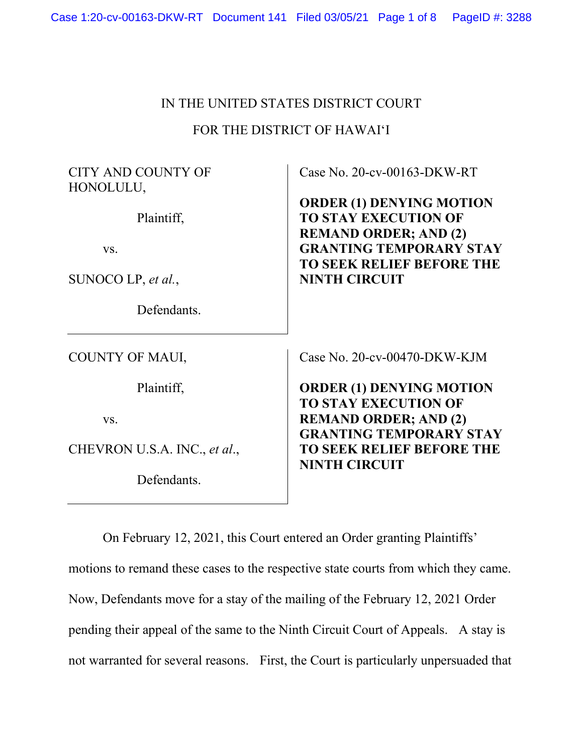IN THE UNITED STATES DISTRICT COURT

FOR THE DISTRICT OF HAWAIʻI

| | |
|---|---|
| CITY AND COUNTY OF HONOLULU,<br><br>Plaintiff,<br><br>vs.<br><br>SUNOCO LP, *et al.*,<br><br>Defendants. | Case No. 20-cv-00163-DKW-RT<br><br>**ORDER (1) DENYING MOTION TO STAY EXECUTION OF REMAND ORDER; AND (2) GRANTING TEMPORARY STAY TO SEEK RELIEF BEFORE THE NINTH CIRCUIT** |
| COUNTY OF MAUI,<br><br>Plaintiff,<br><br>vs.<br><br>CHEVRON U.S.A. INC., *et al.*,<br><br>Defendants. | Case No. 20-cv-00470-DKW-KJM<br><br>**ORDER (1) DENYING MOTION TO STAY EXECUTION OF REMAND ORDER; AND (2) GRANTING TEMPORARY STAY TO SEEK RELIEF BEFORE THE NINTH CIRCUIT** |

On February 12, 2021, this Court entered an Order granting Plaintiffs' motions to remand these cases to the respective state courts from which they came. Now, Defendants move for a stay of the mailing of the February 12, 2021 Order pending their appeal of the same to the Ninth Circuit Court of Appeals. A stay is not warranted for several reasons. First, the Court is particularly unpersuaded that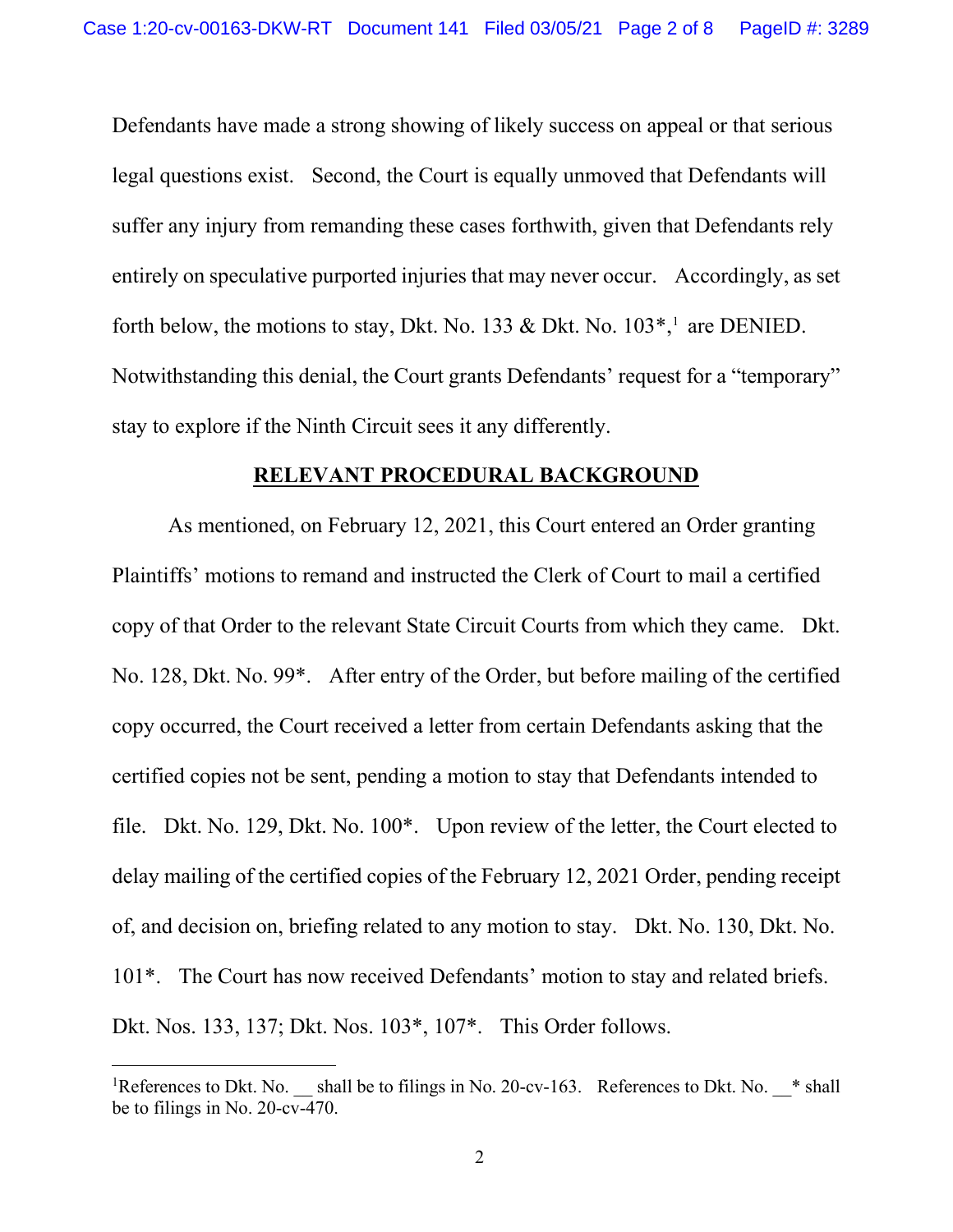Defendants have made a strong showing of likely success on appeal or that serious legal questions exist. Second, the Court is equally unmoved that Defendants will suffer any injury from remanding these cases forthwith, given that Defendants rely entirely on speculative purported injuries that may never occur. Accordingly, as set forth below, the motions to stay, Dkt. No. 133 & Dkt. No. 103*,[1] are DENIED. Notwithstanding this denial, the Court grants Defendants' request for a "temporary" stay to explore if the Ninth Circuit sees it any differently.

## RELEVANT PROCEDURAL BACKGROUND

As mentioned, on February 12, 2021, this Court entered an Order granting Plaintiffs' motions to remand and instructed the Clerk of Court to mail a certified copy of that Order to the relevant State Circuit Courts from which they came. Dkt. No. 128, Dkt. No. 99*. After entry of the Order, but before mailing of the certified copy occurred, the Court received a letter from certain Defendants asking that the certified copies not be sent, pending a motion to stay that Defendants intended to file. Dkt. No. 129, Dkt. No. 100*. Upon review of the letter, the Court elected to delay mailing of the certified copies of the February 12, 2021 Order, pending receipt of, and decision on, briefing related to any motion to stay. Dkt. No. 130, Dkt. No. 101*. The Court has now received Defendants' motion to stay and related briefs. Dkt. Nos. 133, 137; Dkt. Nos. 103*, 107*. This Order follows.

---

[1] References to Dkt. No. __ shall be to filings in No. 20-cv-163. References to Dkt. No. __* shall be to filings in No. 20-cv-470.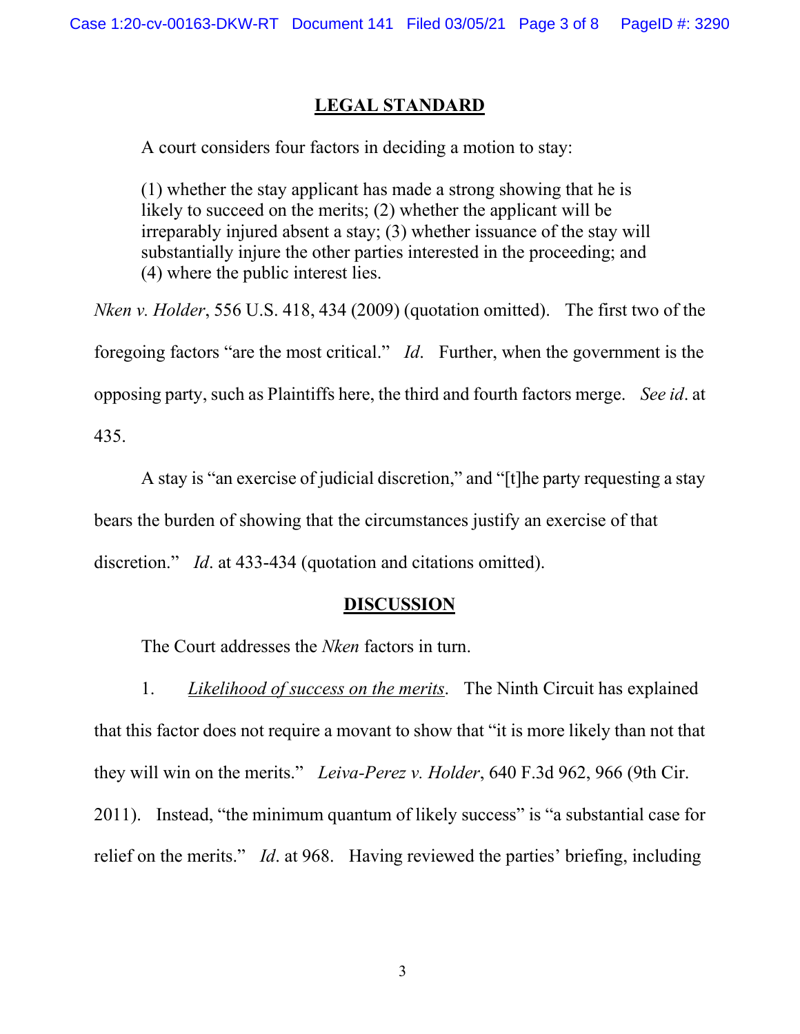## LEGAL STANDARD

A court considers four factors in deciding a motion to stay:

> (1) whether the stay applicant has made a strong showing that he is likely to succeed on the merits; (2) whether the applicant will be irreparably injured absent a stay; (3) whether issuance of the stay will substantially injure the other parties interested in the proceeding; and (4) where the public interest lies.

*Nken v. Holder*, 556 U.S. 418, 434 (2009) (quotation omitted). The first two of the foregoing factors "are the most critical." *Id*. Further, when the government is the opposing party, such as Plaintiffs here, the third and fourth factors merge. *See id*. at 435.

A stay is "an exercise of judicial discretion," and "[t]he party requesting a stay bears the burden of showing that the circumstances justify an exercise of that discretion." *Id*. at 433-434 (quotation and citations omitted).

## DISCUSSION

The Court addresses the *Nken* factors in turn.

1. Likelihood of success on the merits. The Ninth Circuit has explained that this factor does not require a movant to show that "it is more likely than not that they will win on the merits." *Leiva-Perez v. Holder*, 640 F.3d 962, 966 (9th Cir. 2011). Instead, "the minimum quantum of likely success" is "a substantial case for relief on the merits." *Id*. at 968. Having reviewed the parties' briefing, including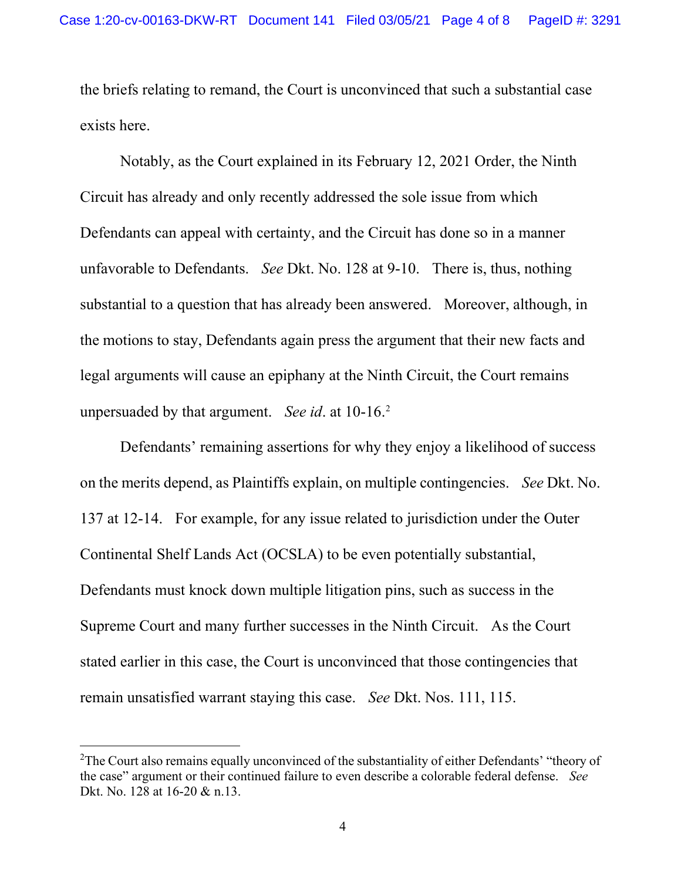the briefs relating to remand, the Court is unconvinced that such a substantial case exists here.

Notably, as the Court explained in its February 12, 2021 Order, the Ninth Circuit has already and only recently addressed the sole issue from which Defendants can appeal with certainty, and the Circuit has done so in a manner unfavorable to Defendants. *See* Dkt. No. 128 at 9-10. There is, thus, nothing substantial to a question that has already been answered. Moreover, although, in the motions to stay, Defendants again press the argument that their new facts and legal arguments will cause an epiphany at the Ninth Circuit, the Court remains unpersuaded by that argument. *See id*. at 10-16.[2]

Defendants' remaining assertions for why they enjoy a likelihood of success on the merits depend, as Plaintiffs explain, on multiple contingencies. *See* Dkt. No. 137 at 12-14. For example, for any issue related to jurisdiction under the Outer Continental Shelf Lands Act (OCSLA) to be even potentially substantial, Defendants must knock down multiple litigation pins, such as success in the Supreme Court and many further successes in the Ninth Circuit. As the Court stated earlier in this case, the Court is unconvinced that those contingencies that remain unsatisfied warrant staying this case. *See* Dkt. Nos. 111, 115.

[2]The Court also remains equally unconvinced of the substantiality of either Defendants' "theory of the case" argument or their continued failure to even describe a colorable federal defense. *See* Dkt. No. 128 at 16-20 & n.13.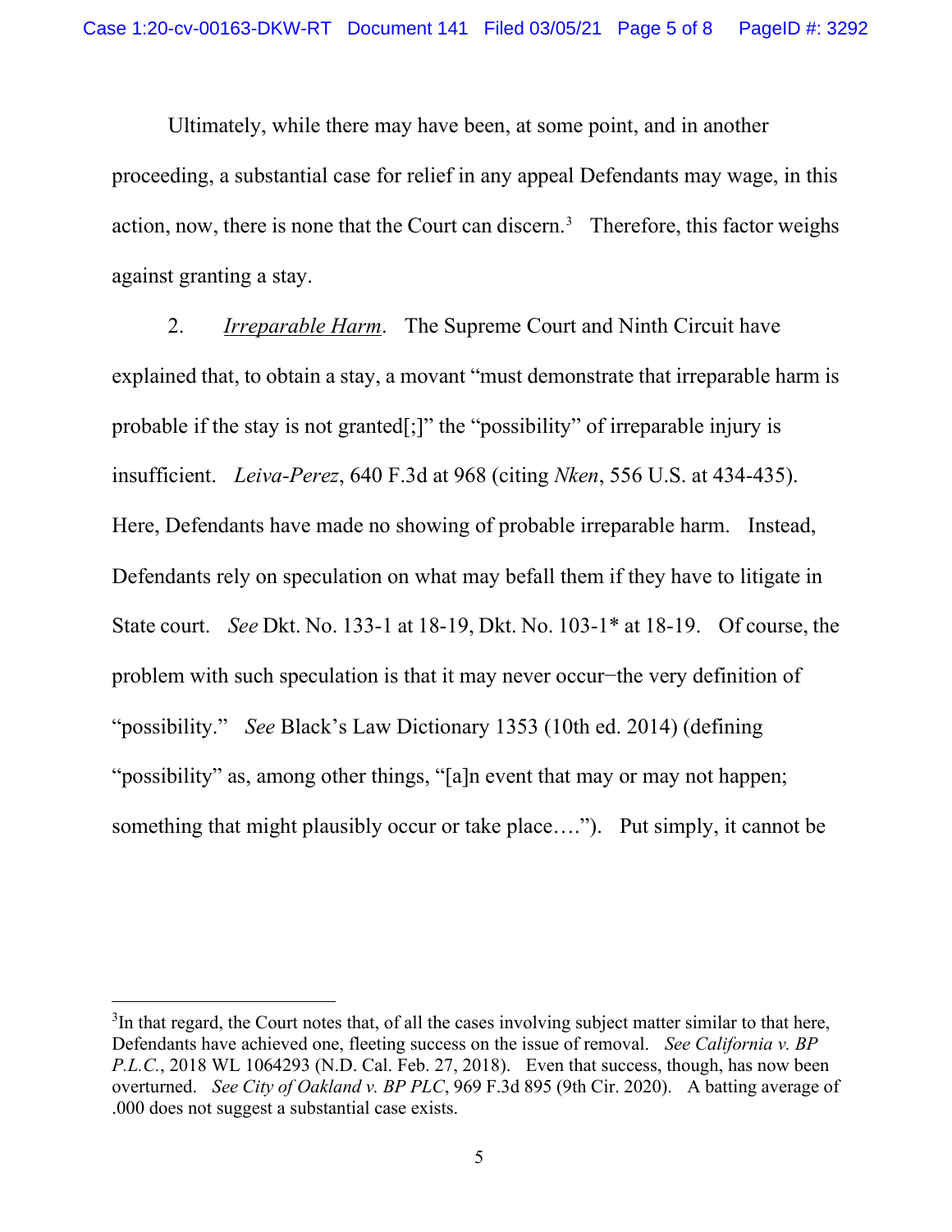Ultimately, while there may have been, at some point, and in another proceeding, a substantial case for relief in any appeal Defendants may wage, in this action, now, there is none that the Court can discern.[3] Therefore, this factor weighs against granting a stay.

2. _Irreparable Harm_. The Supreme Court and Ninth Circuit have explained that, to obtain a stay, a movant "must demonstrate that irreparable harm is probable if the stay is not granted[;]" the "possibility" of irreparable injury is insufficient. *Leiva-Perez*, 640 F.3d at 968 (citing *Nken*, 556 U.S. at 434-435). Here, Defendants have made no showing of probable irreparable harm. Instead, Defendants rely on speculation on what may befall them if they have to litigate in State court. *See* Dkt. No. 133-1 at 18-19, Dkt. No. 103-1* at 18-19. Of course, the problem with such speculation is that it may never occur−the very definition of "possibility." *See* Black's Law Dictionary 1353 (10th ed. 2014) (defining "possibility" as, among other things, "[a]n event that may or may not happen; something that might plausibly occur or take place…."). Put simply, it cannot be

---

[3]In that regard, the Court notes that, of all the cases involving subject matter similar to that here, Defendants have achieved one, fleeting success on the issue of removal. *See California v. BP P.L.C.*, 2018 WL 1064293 (N.D. Cal. Feb. 27, 2018). Even that success, though, has now been overturned. *See City of Oakland v. BP PLC*, 969 F.3d 895 (9th Cir. 2020). A batting average of .000 does not suggest a substantial case exists.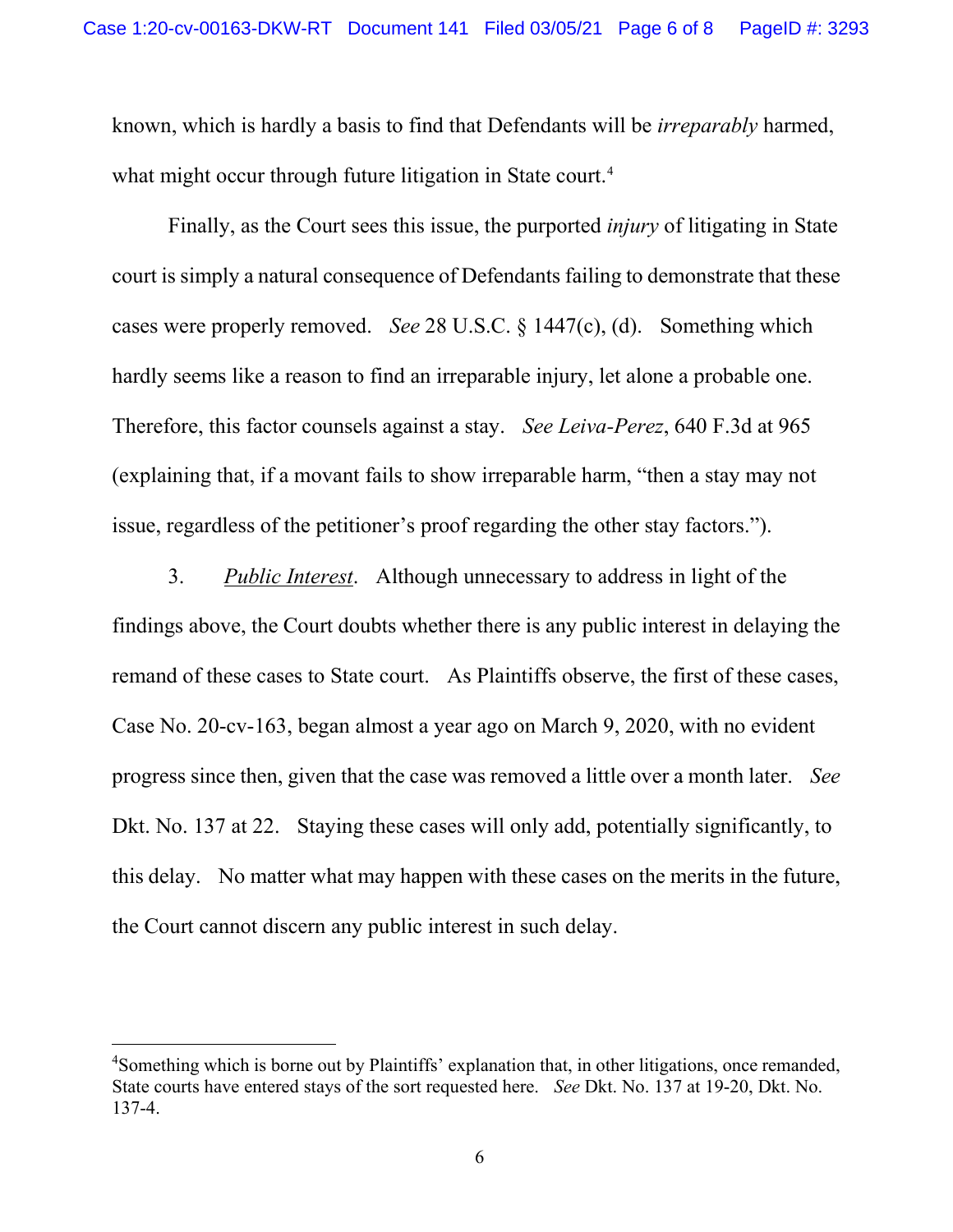known, which is hardly a basis to find that Defendants will be *irreparably* harmed, what might occur through future litigation in State court.[4]

Finally, as the Court sees this issue, the purported *injury* of litigating in State court is simply a natural consequence of Defendants failing to demonstrate that these cases were properly removed. *See* 28 U.S.C. § 1447(c), (d). Something which hardly seems like a reason to find an irreparable injury, let alone a probable one. Therefore, this factor counsels against a stay. *See Leiva-Perez*, 640 F.3d at 965 (explaining that, if a movant fails to show irreparable harm, "then a stay may not issue, regardless of the petitioner's proof regarding the other stay factors.").

3. *Public Interest*. Although unnecessary to address in light of the findings above, the Court doubts whether there is any public interest in delaying the remand of these cases to State court. As Plaintiffs observe, the first of these cases, Case No. 20-cv-163, began almost a year ago on March 9, 2020, with no evident progress since then, given that the case was removed a little over a month later. *See* Dkt. No. 137 at 22. Staying these cases will only add, potentially significantly, to this delay. No matter what may happen with these cases on the merits in the future, the Court cannot discern any public interest in such delay.

---

[4]Something which is borne out by Plaintiffs' explanation that, in other litigations, once remanded, State courts have entered stays of the sort requested here. *See* Dkt. No. 137 at 19-20, Dkt. No. 137-4.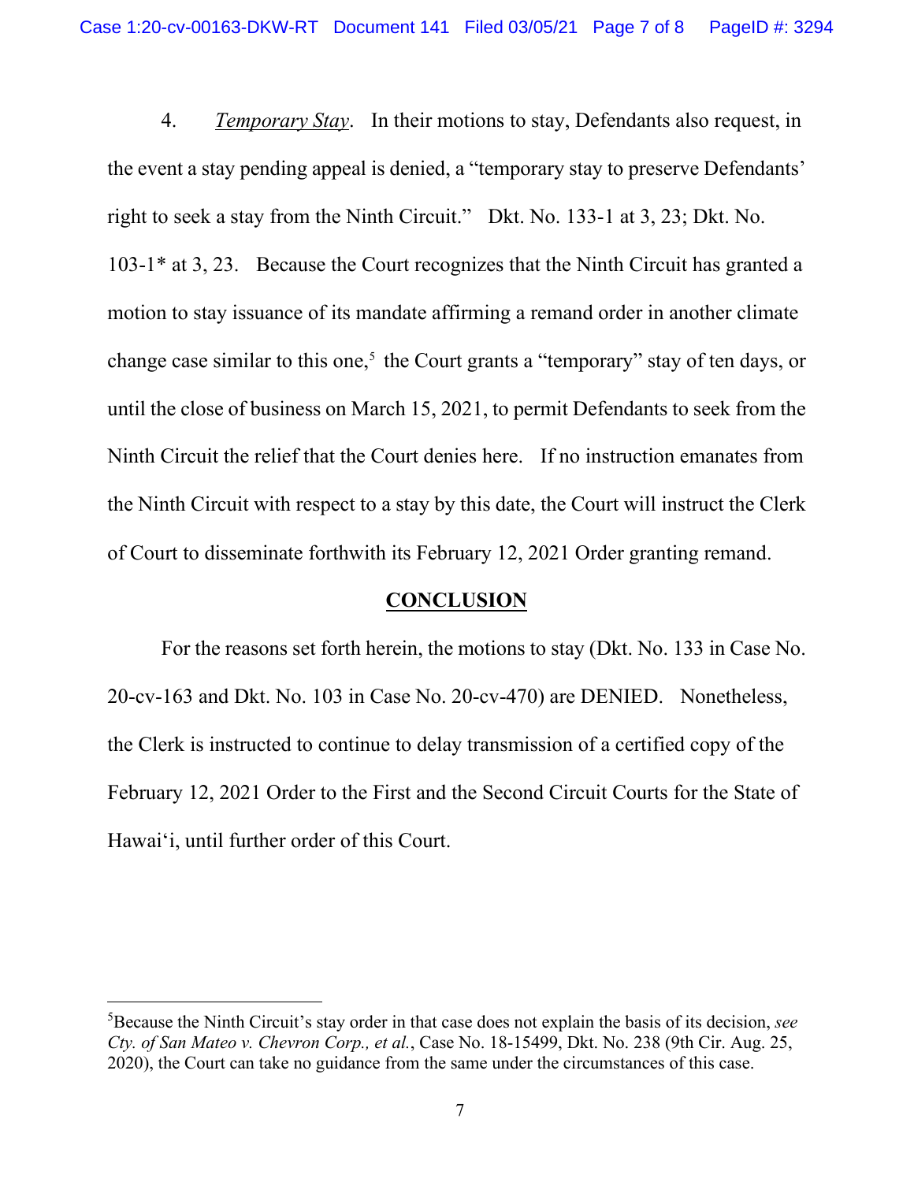4. *Temporary Stay*. In their motions to stay, Defendants also request, in the event a stay pending appeal is denied, a "temporary stay to preserve Defendants' right to seek a stay from the Ninth Circuit." Dkt. No. 133-1 at 3, 23; Dkt. No. 103-1* at 3, 23. Because the Court recognizes that the Ninth Circuit has granted a motion to stay issuance of its mandate affirming a remand order in another climate change case similar to this one,[5] the Court grants a "temporary" stay of ten days, or until the close of business on March 15, 2021, to permit Defendants to seek from the Ninth Circuit the relief that the Court denies here. If no instruction emanates from the Ninth Circuit with respect to a stay by this date, the Court will instruct the Clerk of Court to disseminate forthwith its February 12, 2021 Order granting remand.

## CONCLUSION

For the reasons set forth herein, the motions to stay (Dkt. No. 133 in Case No. 20-cv-163 and Dkt. No. 103 in Case No. 20-cv-470) are DENIED. Nonetheless, the Clerk is instructed to continue to delay transmission of a certified copy of the February 12, 2021 Order to the First and the Second Circuit Courts for the State of Hawai'i, until further order of this Court.

---

[5] Because the Ninth Circuit's stay order in that case does not explain the basis of its decision, *see Cty. of San Mateo v. Chevron Corp., et al.*, Case No. 18-15499, Dkt. No. 238 (9th Cir. Aug. 25, 2020), the Court can take no guidance from the same under the circumstances of this case.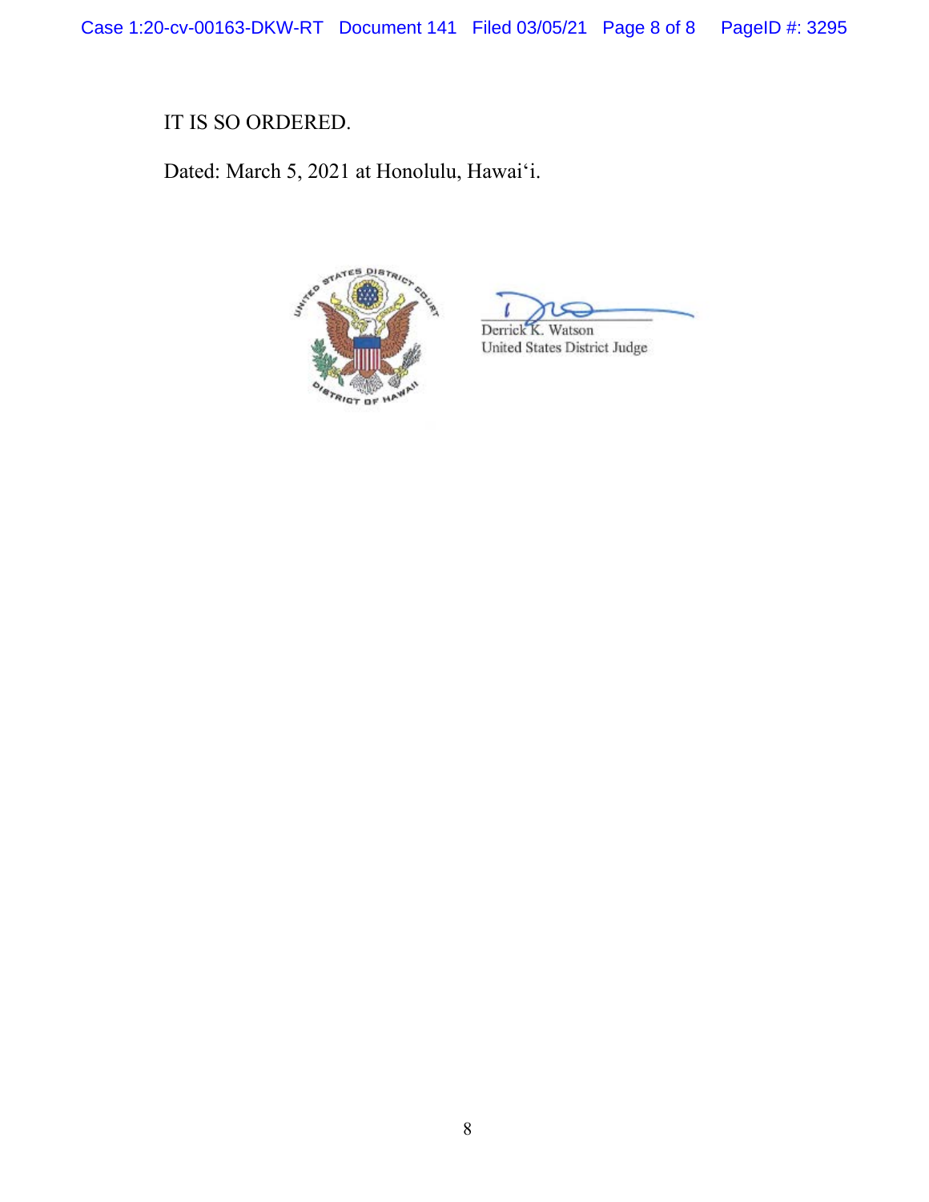IT IS SO ORDERED.

Dated: March 5, 2021 at Honolulu, Hawai'i.

Derrick K. Watson
United States District Judge